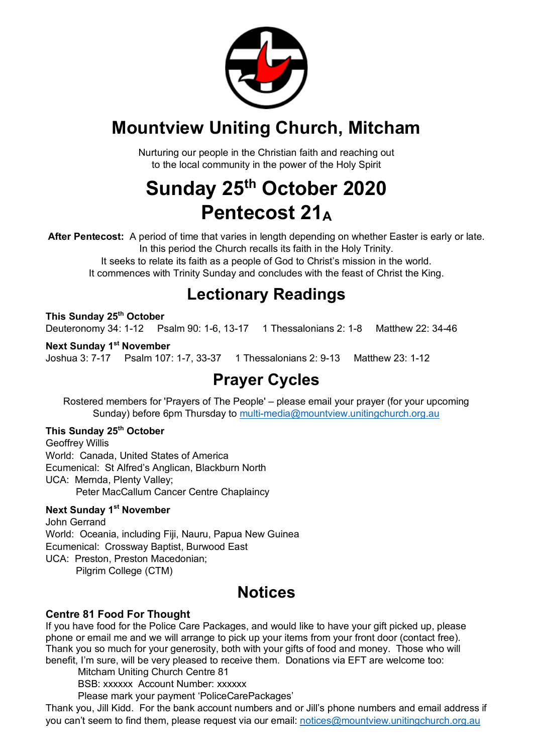# Mountview Uniting Church, Mitcham

Nurturing our people in the Christian faith and reaching out
to the local community in the power of the Holy Spirit

# Sunday 25th October 2020
# Pentecost 21$_A$

**After Pentecost:** A period of time that varies in length depending on whether Easter is early or late. In this period the Church recalls its faith in the Holy Trinity. It seeks to relate its faith as a people of God to Christ's mission in the world. It commences with Trinity Sunday and concludes with the feast of Christ the King.

## Lectionary Readings

**This Sunday 25th October**
Deuteronomy 34: 1-12   Psalm 90: 1-6, 13-17   1 Thessalonians 2: 1-8   Matthew 22: 34-46

**Next Sunday 1st November**
Joshua 3: 7-17   Psalm 107: 1-7, 33-37   1 Thessalonians 2: 9-13   Matthew 23: 1-12

## Prayer Cycles

Rostered members for 'Prayers of The People' – please email your prayer (for your upcoming Sunday) before 6pm Thursday to multi-media@mountview.unitingchurch.org.au

**This Sunday 25th October**
Geoffrey Willis
World: Canada, United States of America
Ecumenical: St Alfred's Anglican, Blackburn North
UCA: Mernda, Plenty Valley;
Peter MacCallum Cancer Centre Chaplaincy

**Next Sunday 1st November**
John Gerrand
World: Oceania, including Fiji, Nauru, Papua New Guinea
Ecumenical: Crossway Baptist, Burwood East
UCA: Preston, Preston Macedonian;
Pilgrim College (CTM)

## Notices

### Centre 81 Food For Thought

If you have food for the Police Care Packages, and would like to have your gift picked up, please phone or email me and we will arrange to pick up your items from your front door (contact free). Thank you so much for your generosity, both with your gifts of food and money. Those who will benefit, I'm sure, will be very pleased to receive them. Donations via EFT are welcome too:

Mitcham Uniting Church Centre 81
BSB: xxxxxx Account Number: xxxxxx
Please mark your payment 'PoliceCarePackages'

Thank you, Jill Kidd. For the bank account numbers and or Jill's phone numbers and email address if you can't seem to find them, please request via our email: notices@mountview.unitingchurch.org.au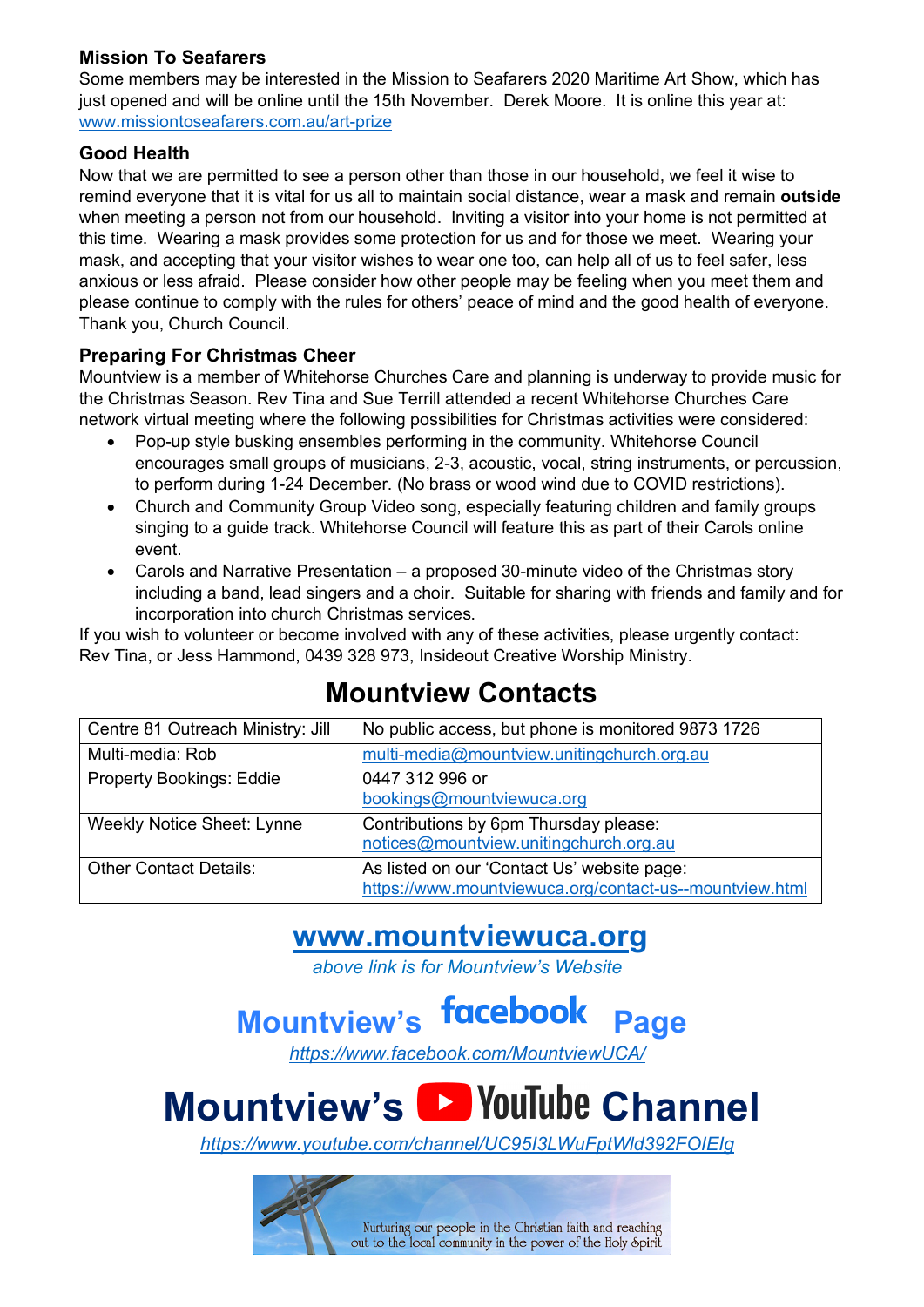### Mission To Seafarers

Some members may be interested in the Mission to Seafarers 2020 Maritime Art Show, which has just opened and will be online until the 15th November. Derek Moore. It is online this year at: www.missiontoseafarers.com.au/art-prize

### Good Health

Now that we are permitted to see a person other than those in our household, we feel it wise to remind everyone that it is vital for us all to maintain social distance, wear a mask and remain **outside** when meeting a person not from our household. Inviting a visitor into your home is not permitted at this time. Wearing a mask provides some protection for us and for those we meet. Wearing your mask, and accepting that your visitor wishes to wear one too, can help all of us to feel safer, less anxious or less afraid. Please consider how other people may be feeling when you meet them and please continue to comply with the rules for others' peace of mind and the good health of everyone. Thank you, Church Council.

### Preparing For Christmas Cheer

Mountview is a member of Whitehorse Churches Care and planning is underway to provide music for the Christmas Season. Rev Tina and Sue Terrill attended a recent Whitehorse Churches Care network virtual meeting where the following possibilities for Christmas activities were considered:

- Pop-up style busking ensembles performing in the community. Whitehorse Council encourages small groups of musicians, 2-3, acoustic, vocal, string instruments, or percussion, to perform during 1-24 December. (No brass or wood wind due to COVID restrictions).
- Church and Community Group Video song, especially featuring children and family groups singing to a guide track. Whitehorse Council will feature this as part of their Carols online event.
- Carols and Narrative Presentation – a proposed 30-minute video of the Christmas story including a band, lead singers and a choir. Suitable for sharing with friends and family and for incorporation into church Christmas services.

If you wish to volunteer or become involved with any of these activities, please urgently contact: Rev Tina, or Jess Hammond, 0439 328 973, Insideout Creative Worship Ministry.

## Mountview Contacts

| | |
|---|---|
| Centre 81 Outreach Ministry: Jill | No public access, but phone is monitored 9873 1726 |
| Multi-media: Rob | multi-media@mountview.unitingchurch.org.au |
| Property Bookings: Eddie | 0447 312 996 or bookings@mountviewuca.org |
| Weekly Notice Sheet: Lynne | Contributions by 6pm Thursday please: notices@mountview.unitingchurch.org.au |
| Other Contact Details: | As listed on our 'Contact Us' website page: https://www.mountviewuca.org/contact-us--mountview.html |

## www.mountviewuca.org

*above link is for Mountview's Website*

## Mountview's facebook Page

*https://www.facebook.com/MountviewUCA/*

## Mountview's YouTube Channel

*https://www.youtube.com/channel/UC95I3LWuFptWld392FOIEIg*

Nurturing our people in the Christian faith and reaching out to the local community in the power of the Holy Spirit